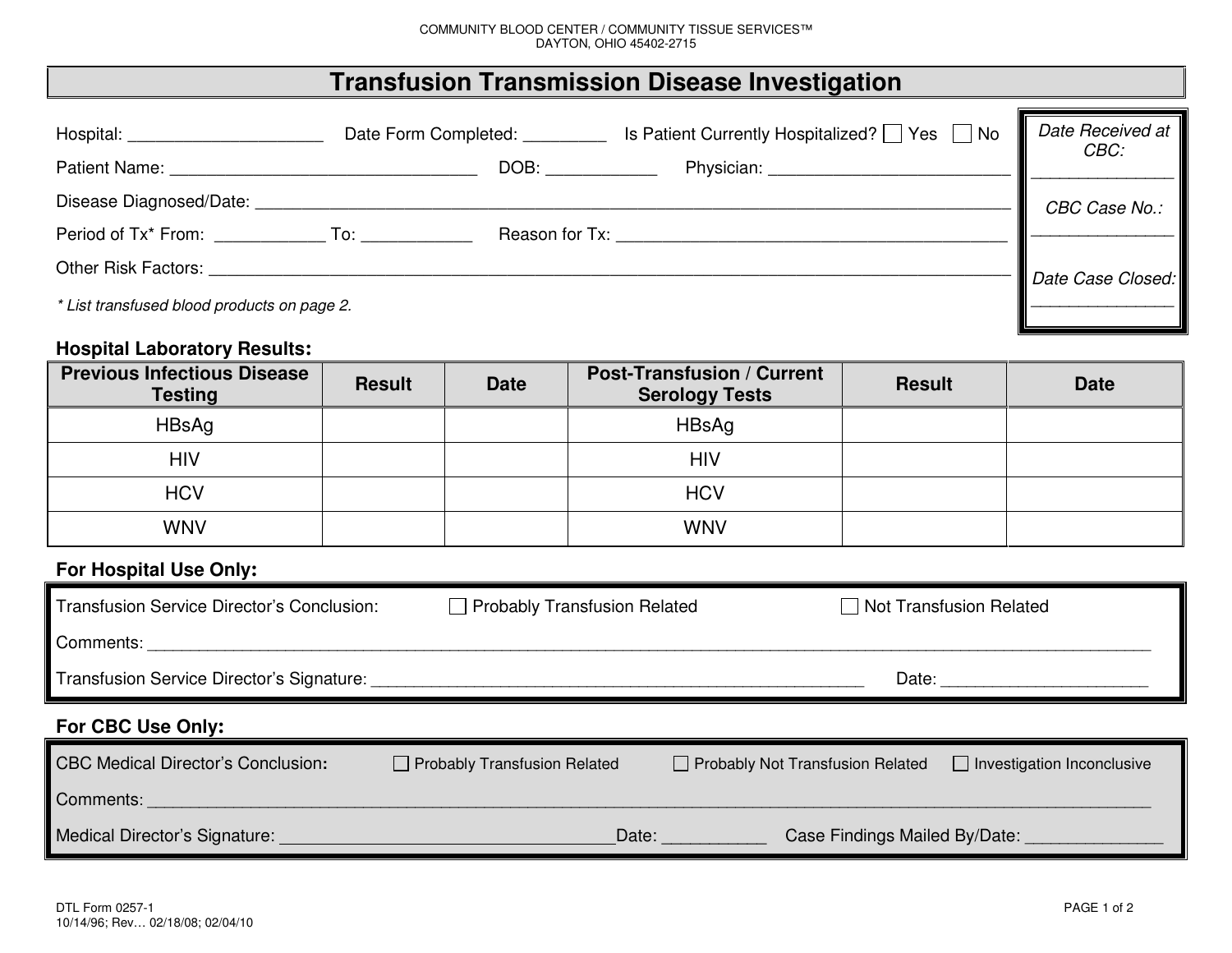COMMUNITY BLOOD CENTER / COMMUNITY TISSUE SERVICES™
DAYTON, OHIO 45402-2715

# Transfusion Transmission Disease Investigation

Hospital: ____________________ Date Form Completed: _________ Is Patient Currently Hospitalized? ☐ Yes ☐ No

Patient Name: ________________________________ DOB: ____________ Physician: __________________________

Disease Diagnosed/Date: ____________________________________________________________________________

Period of Tx* From: ____________ To: ____________ Reason for Tx: ___________________________________________

Other Risk Factors: __________________________________________________________________________________

*\* List transfused blood products on page 2.*

*Date Received at CBC:* _______________

*CBC Case No.:* _______________

*Date Case Closed:* _______________

**Hospital Laboratory Results:**

| Previous Infectious Disease Testing | Result | Date | Post-Transfusion / Current Serology Tests | Result | Date |
|---|---|---|---|---|---|
| HBsAg | | | HBsAg | | |
| HIV | | | HIV | | |
| HCV | | | HCV | | |
| WNV | | | WNV | | |

**For Hospital Use Only:**

Transfusion Service Director's Conclusion: ☐ Probably Transfusion Related ☐ Not Transfusion Related

Comments: ______________________________________________________________________________________________

Transfusion Service Director's Signature: _______________________________________________ Date: _____________________

**For CBC Use Only:**

CBC Medical Director's Conclusion: ☐ Probably Transfusion Related ☐ Probably Not Transfusion Related ☐ Investigation Inconclusive

Comments: ______________________________________________________________________________________________

Medical Director's Signature: __________________________________Date: ___________ Case Findings Mailed By/Date: ______________

DTL Form 0257-1
10/14/96; Rev… 02/18/08; 02/04/10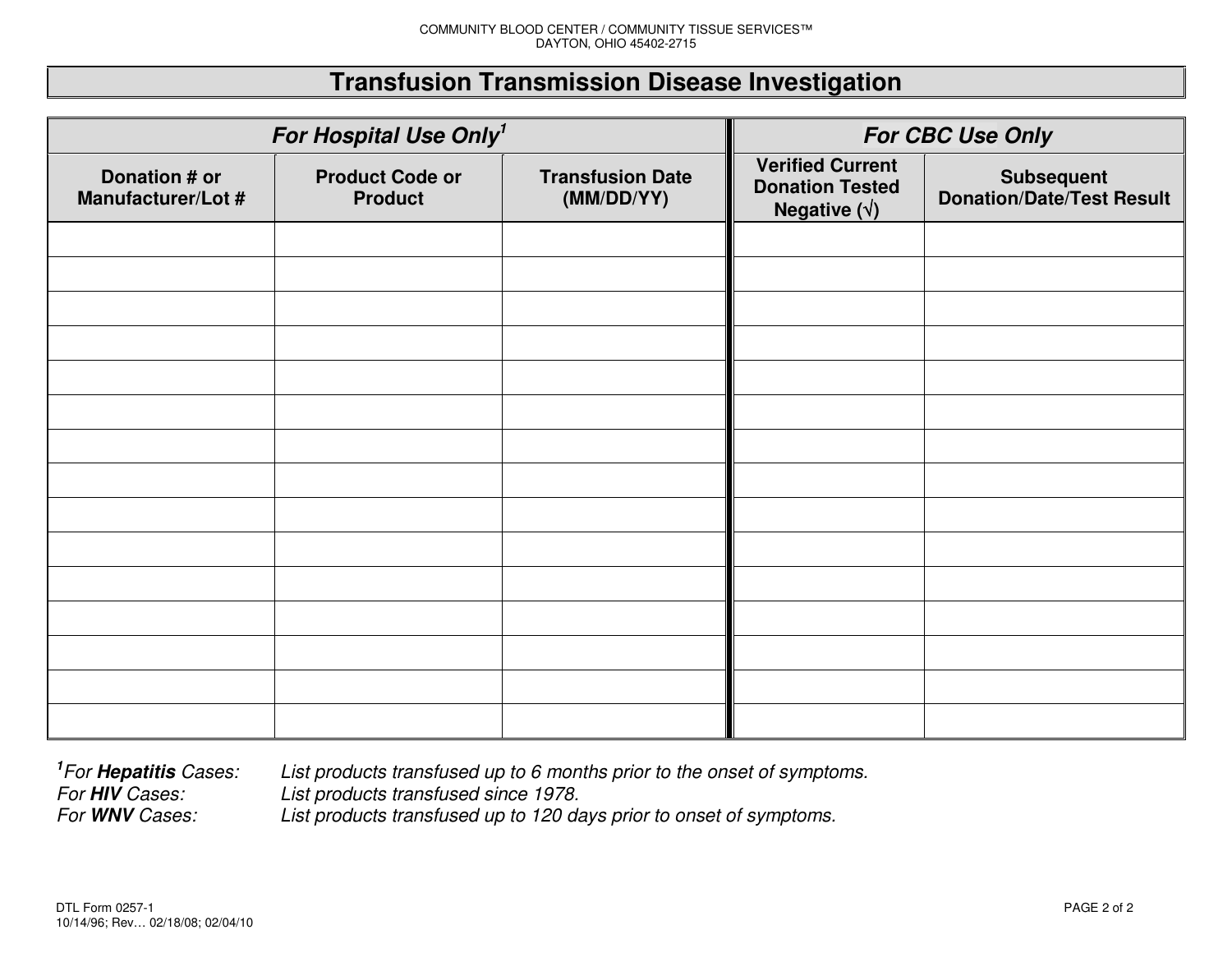COMMUNITY BLOOD CENTER / COMMUNITY TISSUE SERVICES™
DAYTON, OHIO 45402-2715

# Transfusion Transmission Disease Investigation

| ***For Hospital Use Only*** [1] | | | ***For CBC Use Only*** | |
|---|---|---|---|---|
| **Donation # or Manufacturer/Lot #** | **Product Code or Product** | **Transfusion Date (MM/DD/YY)** | **Verified Current Donation Tested Negative (√)** | **Subsequent Donation/Date/Test Result** |
| | | | | |
| | | | | |
| | | | | |
| | | | | |
| | | | | |
| | | | | |
| | | | | |
| | | | | |
| | | | | |
| | | | | |
| | | | | |
| | | | | |
| | | | | |
| | | | | |
| | | | | |

[1] *For* ***Hepatitis*** *Cases:* *List products transfused up to 6 months prior to the onset of symptoms.*
*For* ***HIV*** *Cases:* *List products transfused since 1978.*
*For* ***WNV*** *Cases:* *List products transfused up to 120 days prior to onset of symptoms.*

DTL Form 0257-1
10/14/96; Rev… 02/18/08; 02/04/10